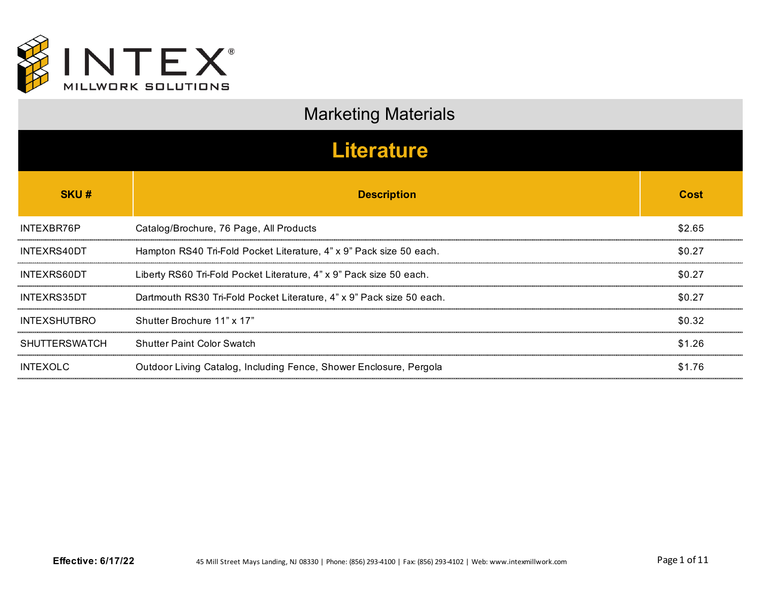# INTEX® MILLWORK SOLUTIONS

## Marketing Materials

### Literature

| SKU # | Description | Cost |
|---|---|---|
| INTEXBR76P | Catalog/Brochure, 76 Page, All Products | $2.65 |
| INTEXRS40DT | Hampton RS40 Tri-Fold Pocket Literature, 4” x 9” Pack size 50 each. | $0.27 |
| INTEXRS60DT | Liberty RS60 Tri-Fold Pocket Literature, 4” x 9” Pack size 50 each. | $0.27 |
| INTEXRS35DT | Dartmouth RS30 Tri-Fold Pocket Literature, 4” x 9” Pack size 50 each. | $0.27 |
| INTEXSHUTBRO | Shutter Brochure 11” x 17” | $0.32 |
| SHUTTERSWATCH | Shutter Paint Color Swatch | $1.26 |
| INTEXOLC | Outdoor Living Catalog, Including Fence, Shower Enclosure, Pergola | $1.76 |

**Effective: 6/17/22**

45 Mill Street Mays Landing, NJ 08330 | Phone: (856) 293-4100 | Fax: (856) 293-4102 | Web: www.intexmillwork.com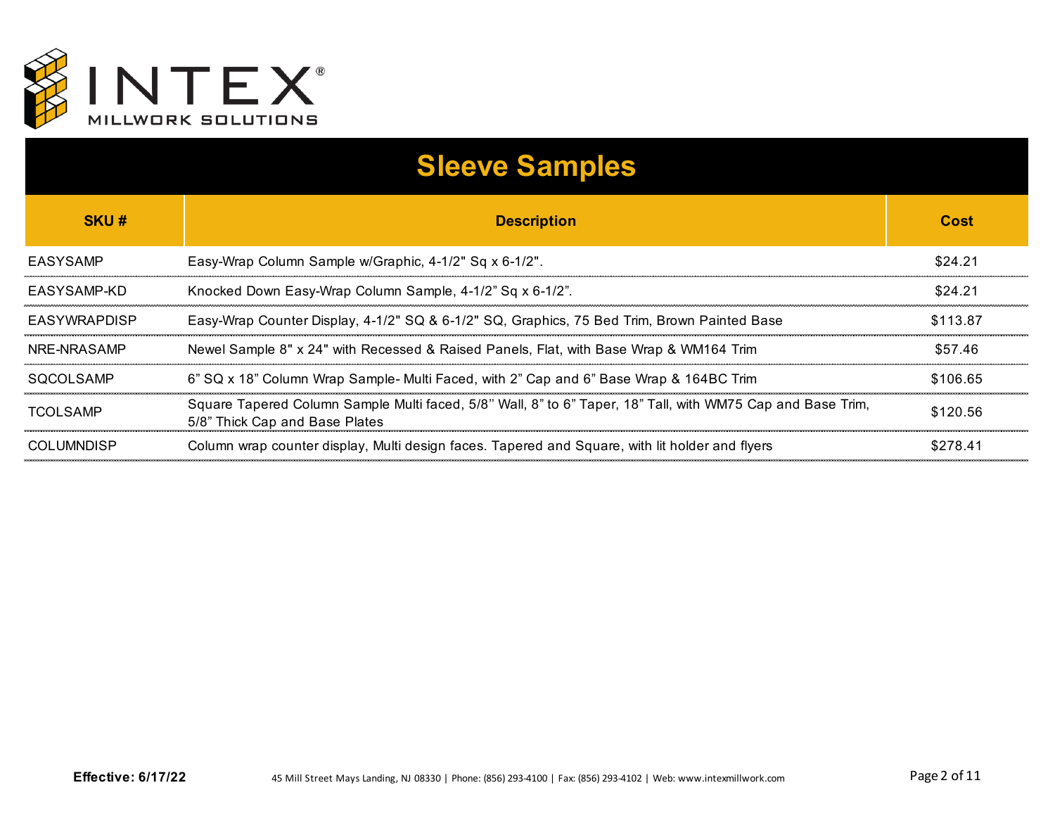# INTEX® MILLWORK SOLUTIONS

## Sleeve Samples

| SKU # | Description | Cost |
| --- | --- | --- |
| EASYSAMP | Easy-Wrap Column Sample w/Graphic, 4-1/2" Sq x 6-1/2". | $24.21 |
| EASYSAMP-KD | Knocked Down Easy-Wrap Column Sample, 4-1/2” Sq x 6-1/2”. | $24.21 |
| EASYWRAPDISP | Easy-Wrap Counter Display, 4-1/2" SQ & 6-1/2" SQ, Graphics, 75 Bed Trim, Brown Painted Base | $113.87 |
| NRE-NRASAMP | Newel Sample 8" x 24" with Recessed & Raised Panels, Flat, with Base Wrap & WM164 Trim | $57.46 |
| SQCOLSAMP | 6” SQ x 18” Column Wrap Sample- Multi Faced, with 2” Cap and 6” Base Wrap & 164BC Trim | $106.65 |
| TCOLSAMP | Square Tapered Column Sample Multi faced, 5/8’’ Wall, 8” to 6” Taper, 18” Tall, with WM75 Cap and Base Trim, 5/8” Thick Cap and Base Plates | $120.56 |
| COLUMNDISP | Column wrap counter display, Multi design faces. Tapered and Square, with lit holder and flyers | $278.41 |

**Effective: 6/17/22**

45 Mill Street Mays Landing, NJ 08330 | Phone: (856) 293-4100 | Fax: (856) 293-4102 | Web: www.intexmillwork.com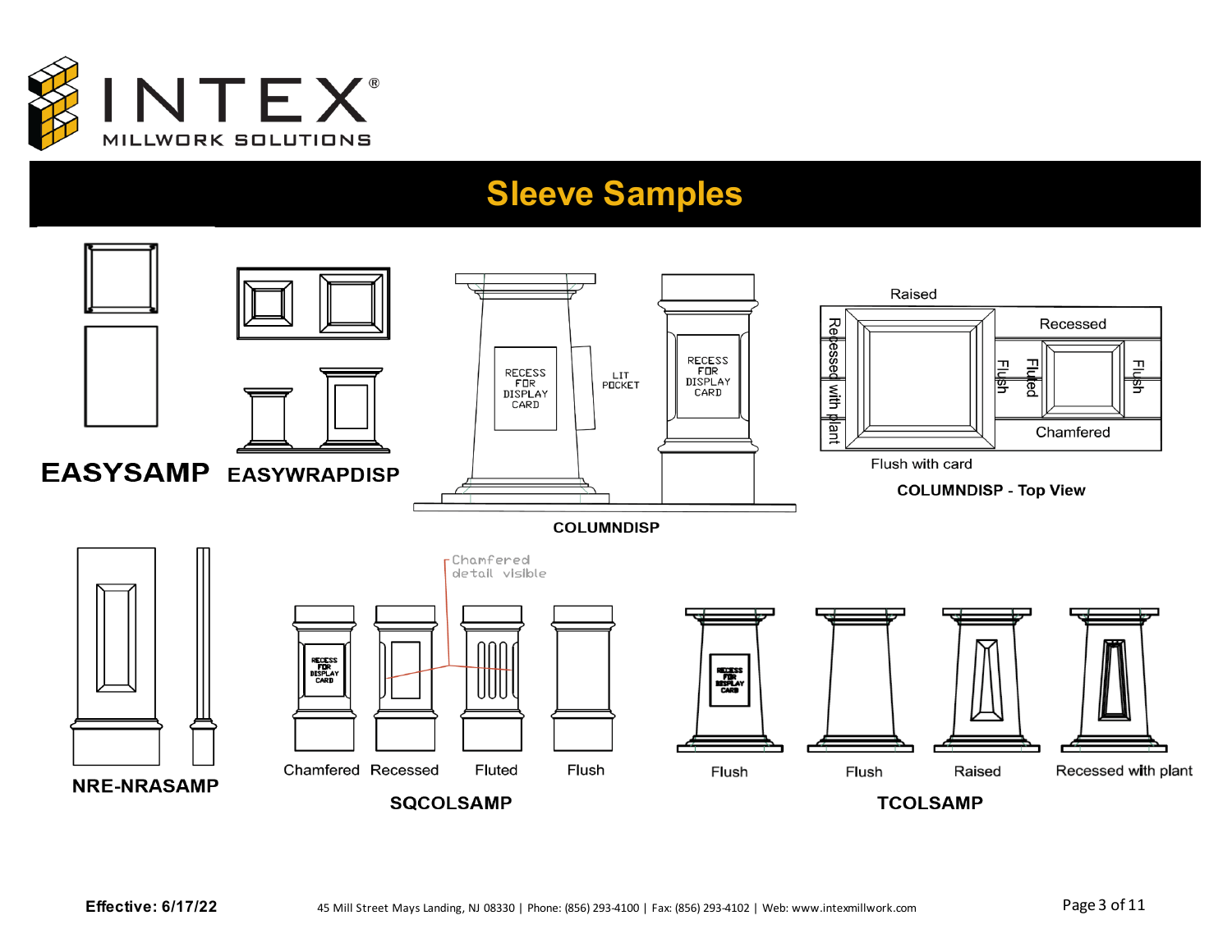INTEX® MILLWORK SOLUTIONS

# Sleeve Samples

**EASYSAMP**

**EASYWRAPDISP**

RECESS FOR DISPLAY CARD

LIT POCKET

RECESS FOR DISPLAY CARD

**COLUMNDISP**

Raised

Recessed

Recessed with plant

Flush

Fluted

Flush

Chamfered

Flush with card

**COLUMNDISP - Top View**

**NRE-NRASAMP**

Chamfered detail visible

RECESS FOR DISPLAY CARD

Chamfered Recessed Fluted Flush

**SQCOLSAMP**

RECESS FOR DISPLAY CARD

Flush Flush Raised Recessed with plant

**TCOLSAMP**

**Effective: 6/17/22**

45 Mill Street Mays Landing, NJ 08330 | Phone: (856) 293-4100 | Fax: (856) 293-4102 | Web: www.intexmillwork.com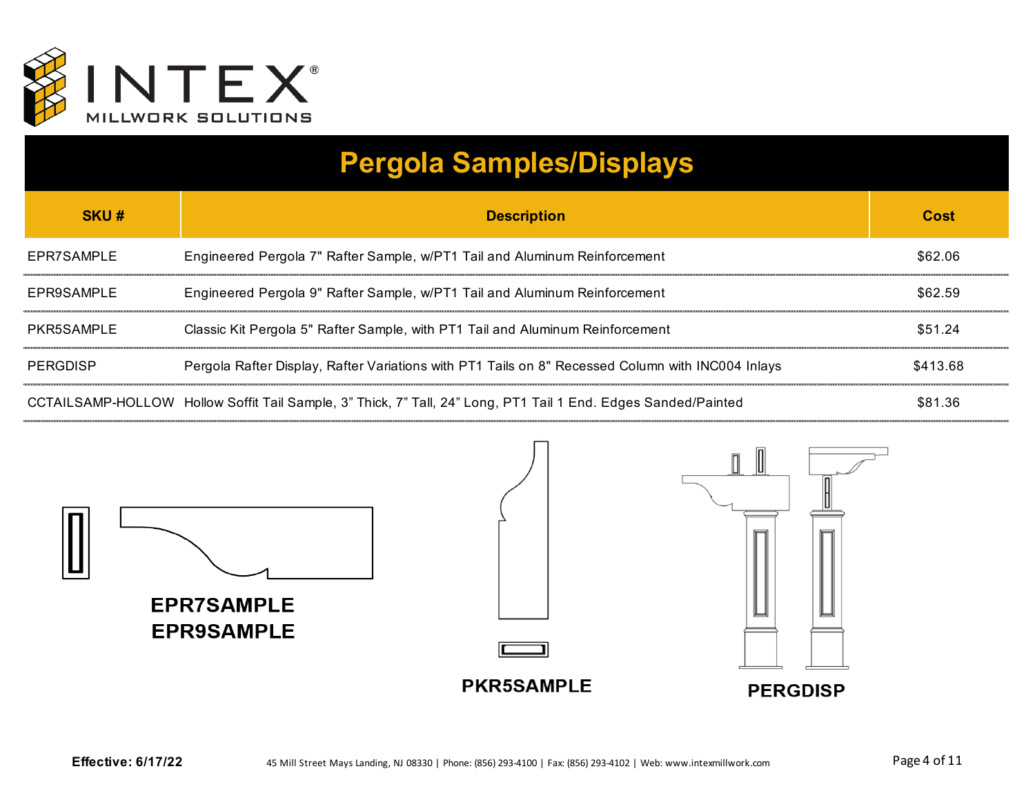# Pergola Samples/Displays

| SKU # | Description | Cost |
|---|---|---|
| EPR7SAMPLE | Engineered Pergola 7" Rafter Sample, w/PT1 Tail and Aluminum Reinforcement | $62.06 |
| EPR9SAMPLE | Engineered Pergola 9" Rafter Sample, w/PT1 Tail and Aluminum Reinforcement | $62.59 |
| PKR5SAMPLE | Classic Kit Pergola 5" Rafter Sample, with PT1 Tail and Aluminum Reinforcement | $51.24 |
| PERGDISP | Pergola Rafter Display, Rafter Variations with PT1 Tails on 8" Recessed Column with INC004 Inlays | $413.68 |
| CCTAILSAMP-HOLLOW | Hollow Soffit Tail Sample, 3” Thick, 7” Tall, 24” Long, PT1 Tail 1 End. Edges Sanded/Painted | $81.36 |

**EPR7SAMPLE**
**EPR9SAMPLE**

**PKR5SAMPLE**

**PERGDISP**

**Effective: 6/17/22**

45 Mill Street Mays Landing, NJ 08330 | Phone: (856) 293-4100 | Fax: (856) 293-4102 | Web: www.intexmillwork.com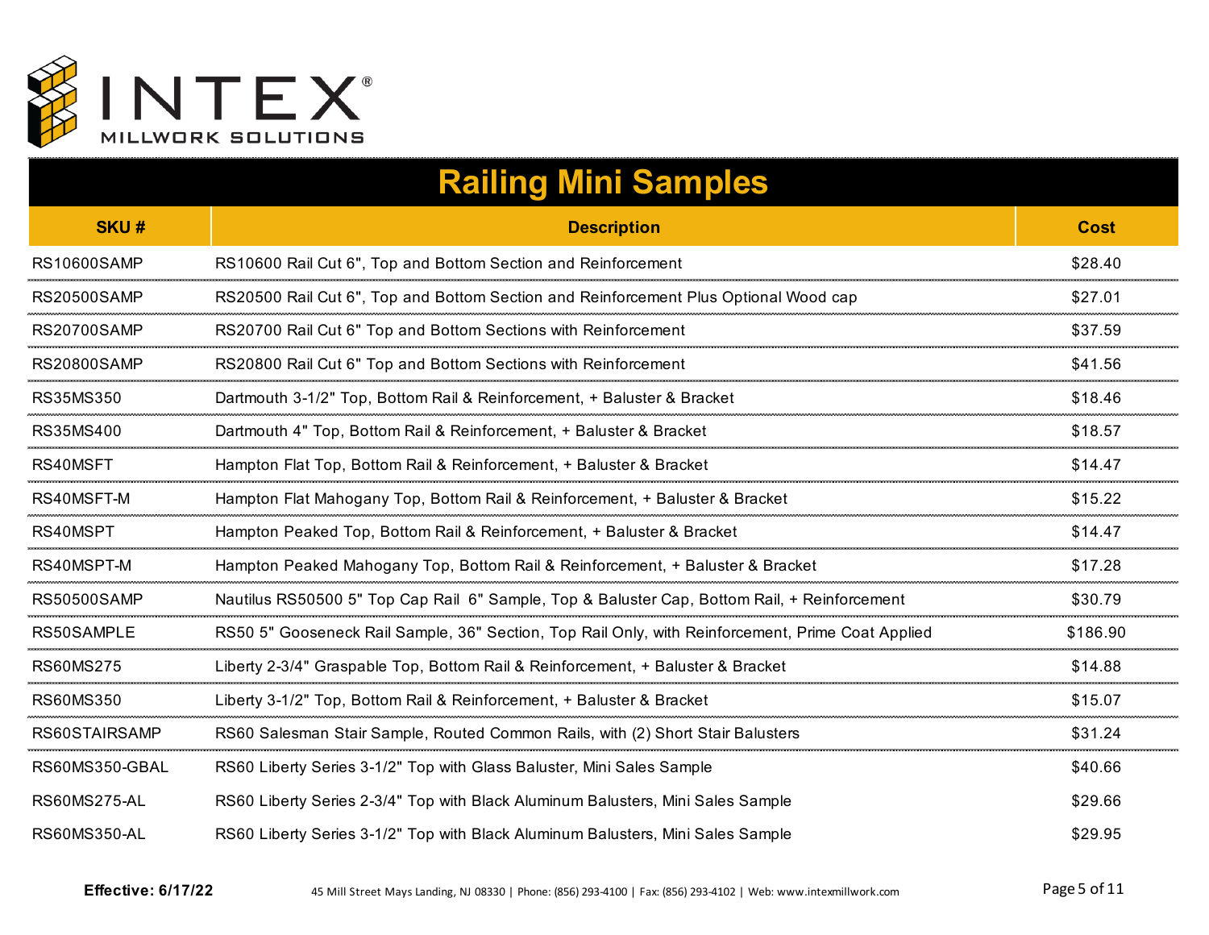INTEX®
MILLWORK SOLUTIONS

# Railing Mini Samples

| SKU # | Description | Cost |
| --- | --- | --- |
| RS10600SAMP | RS10600 Rail Cut 6", Top and Bottom Section and Reinforcement | $28.40 |
| RS20500SAMP | RS20500 Rail Cut 6", Top and Bottom Section and Reinforcement Plus Optional Wood cap | $27.01 |
| RS20700SAMP | RS20700 Rail Cut 6" Top and Bottom Sections with Reinforcement | $37.59 |
| RS20800SAMP | RS20800 Rail Cut 6" Top and Bottom Sections with Reinforcement | $41.56 |
| RS35MS350 | Dartmouth 3-1/2" Top, Bottom Rail & Reinforcement, + Baluster & Bracket | $18.46 |
| RS35MS400 | Dartmouth 4" Top, Bottom Rail & Reinforcement, + Baluster & Bracket | $18.57 |
| RS40MSFT | Hampton Flat Top, Bottom Rail & Reinforcement, + Baluster & Bracket | $14.47 |
| RS40MSFT-M | Hampton Flat Mahogany Top, Bottom Rail & Reinforcement, + Baluster & Bracket | $15.22 |
| RS40MSPT | Hampton Peaked Top, Bottom Rail & Reinforcement, + Baluster & Bracket | $14.47 |
| RS40MSPT-M | Hampton Peaked Mahogany Top, Bottom Rail & Reinforcement, + Baluster & Bracket | $17.28 |
| RS50500SAMP | Nautilus RS50500 5" Top Cap Rail 6" Sample, Top & Baluster Cap, Bottom Rail, + Reinforcement | $30.79 |
| RS50SAMPLE | RS50 5" Gooseneck Rail Sample, 36" Section, Top Rail Only, with Reinforcement, Prime Coat Applied | $186.90 |
| RS60MS275 | Liberty 2-3/4" Graspable Top, Bottom Rail & Reinforcement, + Baluster & Bracket | $14.88 |
| RS60MS350 | Liberty 3-1/2" Top, Bottom Rail & Reinforcement, + Baluster & Bracket | $15.07 |
| RS60STAIRSAMP | RS60 Salesman Stair Sample, Routed Common Rails, with (2) Short Stair Balusters | $31.24 |
| RS60MS350-GBAL | RS60 Liberty Series 3-1/2" Top with Glass Baluster, Mini Sales Sample | $40.66 |
| RS60MS275-AL | RS60 Liberty Series 2-3/4" Top with Black Aluminum Balusters, Mini Sales Sample | $29.66 |
| RS60MS350-AL | RS60 Liberty Series 3-1/2" Top with Black Aluminum Balusters, Mini Sales Sample | $29.95 |

**Effective: 6/17/22**

45 Mill Street Mays Landing, NJ 08330 | Phone: (856) 293-4100 | Fax: (856) 293-4102 | Web: www.intexmillwork.com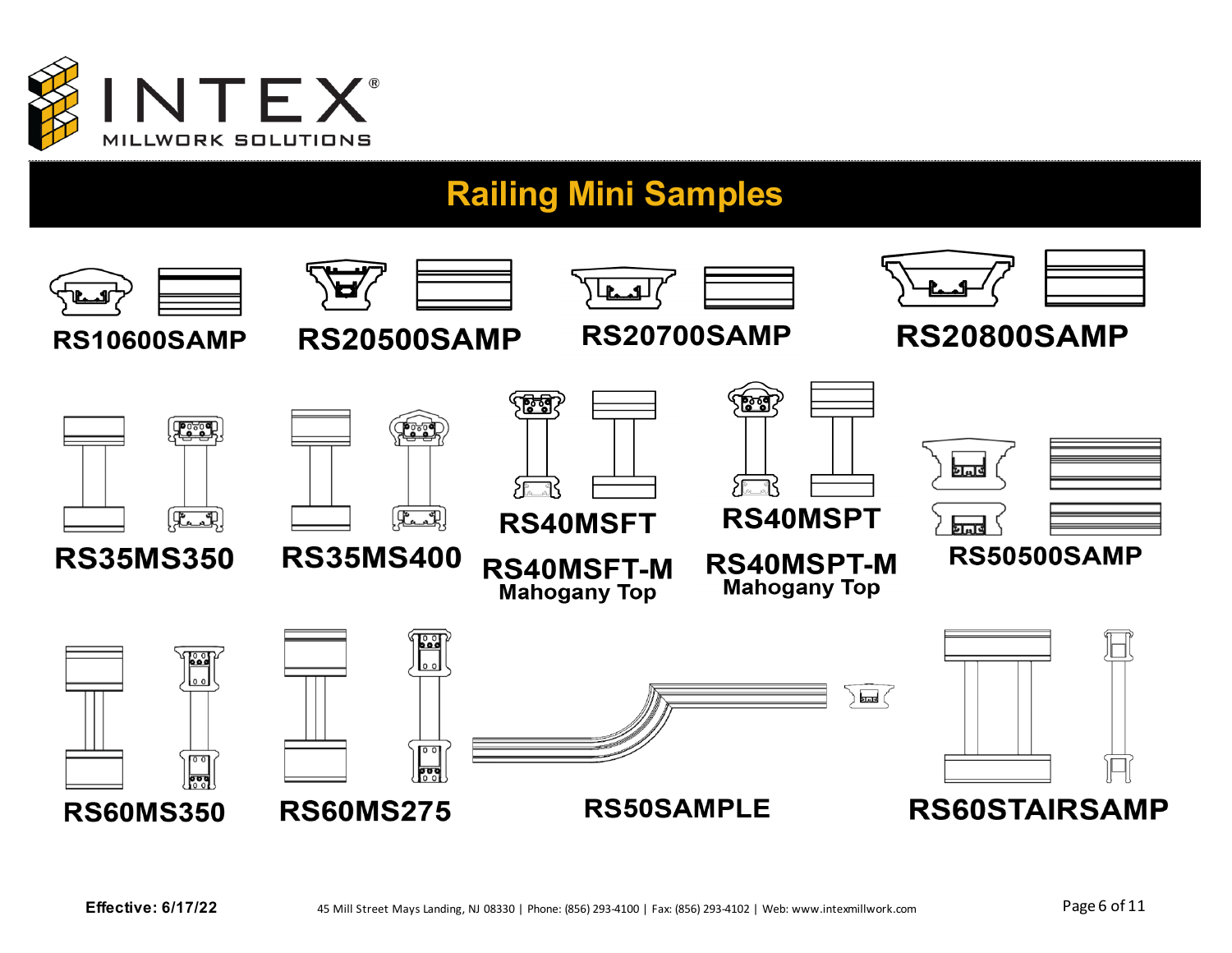INTEX® MILLWORK SOLUTIONS

# Railing Mini Samples

RS10600SAMP

RS20500SAMP

RS20700SAMP

RS20800SAMP

RS35MS350

RS35MS400

RS40MSFT

RS40MSFT-M
Mahogany Top

RS40MSPT

RS40MSPT-M
Mahogany Top

RS50500SAMP

RS60MS350

RS60MS275

RS50SAMPLE

RS60STAIRSAMP

**Effective: 6/17/22**

45 Mill Street Mays Landing, NJ 08330 | Phone: (856) 293-4100 | Fax: (856) 293-4102 | Web: www.intexmillwork.com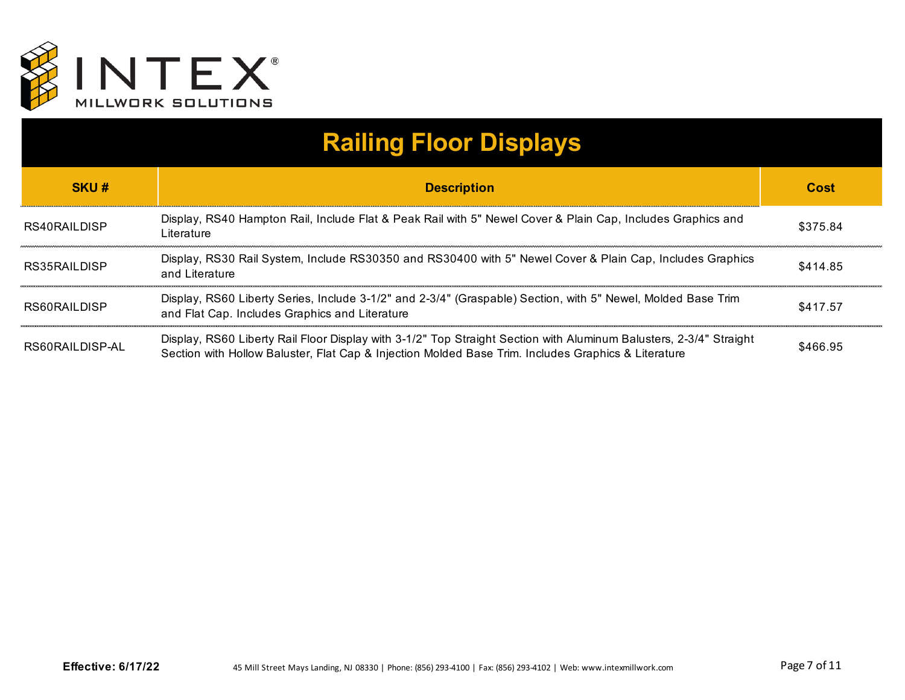INTEX®
MILLWORK SOLUTIONS

# Railing Floor Displays

| SKU # | Description | Cost |
|---|---|---|
| RS40RAILDISP | Display, RS40 Hampton Rail, Include Flat & Peak Rail with 5" Newel Cover & Plain Cap, Includes Graphics and Literature | $375.84 |
| RS35RAILDISP | Display, RS30 Rail System, Include RS30350 and RS30400 with 5" Newel Cover & Plain Cap, Includes Graphics and Literature | $414.85 |
| RS60RAILDISP | Display, RS60 Liberty Series, Include 3-1/2" and 2-3/4" (Graspable) Section, with 5" Newel, Molded Base Trim and Flat Cap. Includes Graphics and Literature | $417.57 |
| RS60RAILDISP-AL | Display, RS60 Liberty Rail Floor Display with 3-1/2" Top Straight Section with Aluminum Balusters, 2-3/4" Straight Section with Hollow Baluster, Flat Cap & Injection Molded Base Trim. Includes Graphics & Literature | $466.95 |

**Effective: 6/17/22**

45 Mill Street Mays Landing, NJ 08330 | Phone: (856) 293-4100 | Fax: (856) 293-4102 | Web: www.intexmillwork.com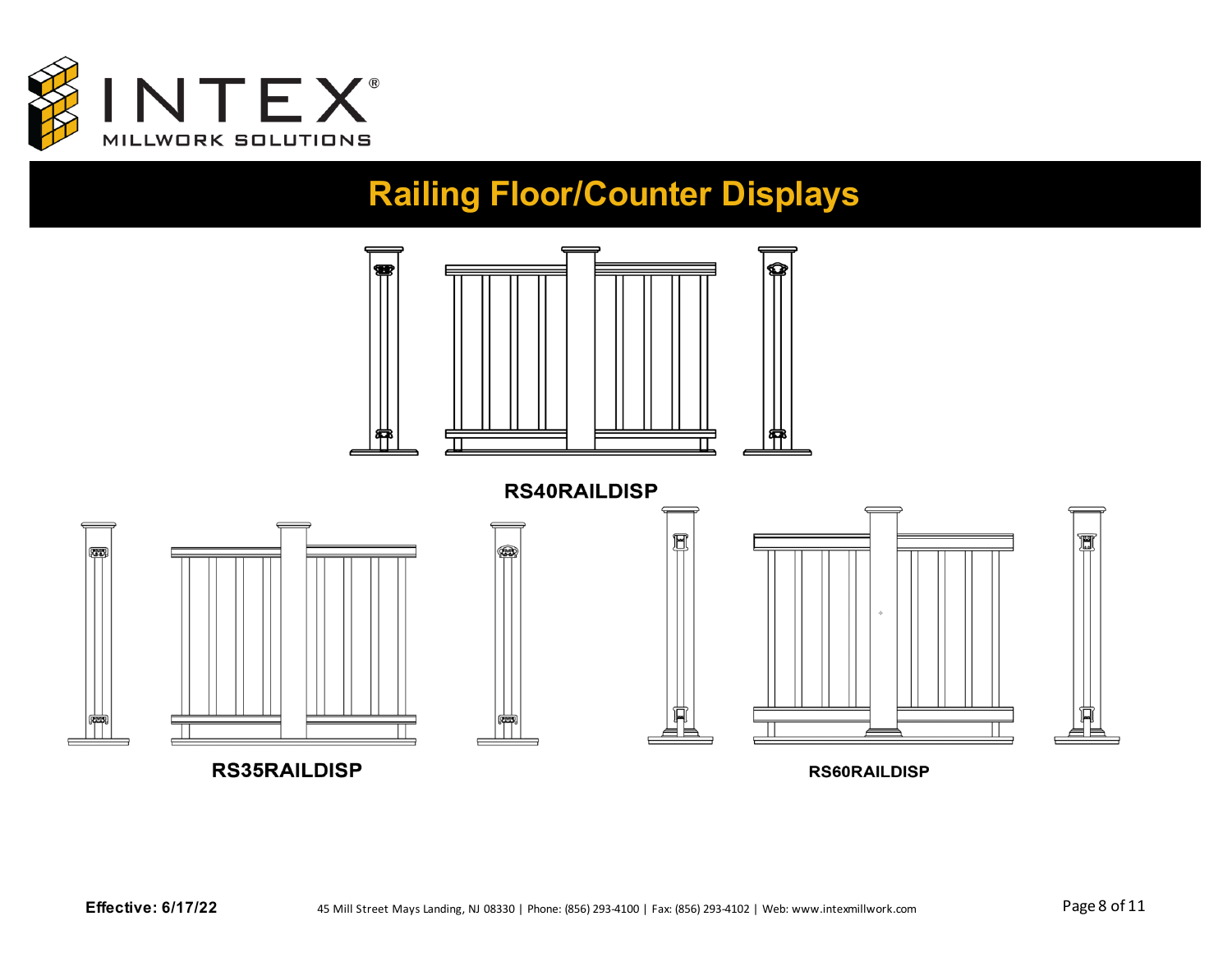# Railing Floor/Counter Displays

**RS40RAILDISP**

**RS35RAILDISP**

**RS60RAILDISP**

**Effective: 6/17/22**

45 Mill Street Mays Landing, NJ 08330 | Phone: (856) 293-4100 | Fax: (856) 293-4102 | Web: www.intexmillwork.com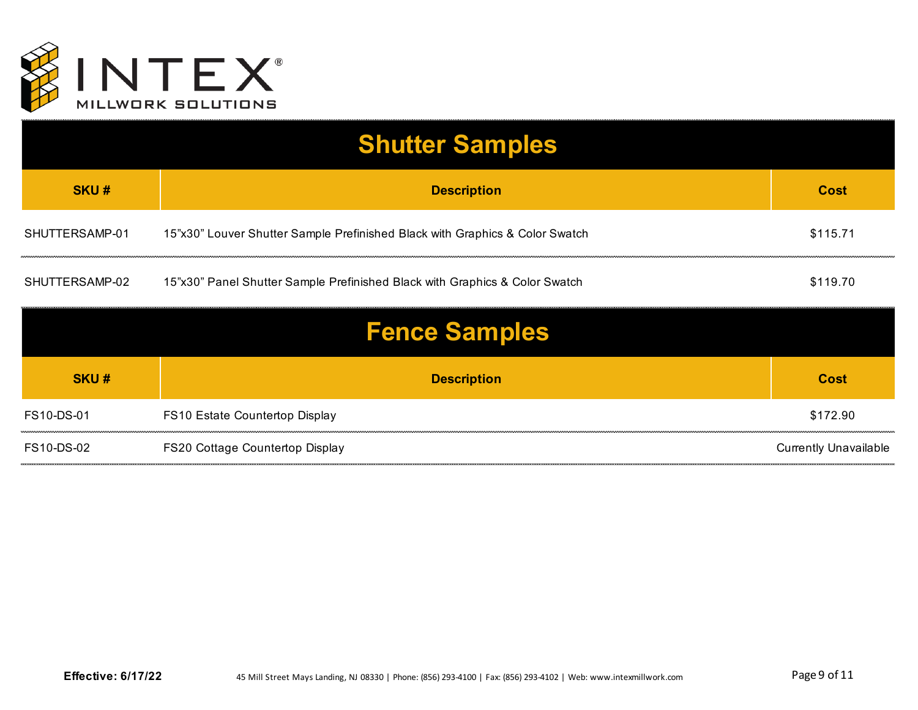# Shutter Samples

| SKU # | Description | Cost |
|---|---|---|
| SHUTTERSAMP-01 | 15"x30" Louver Shutter Sample Prefinished Black with Graphics & Color Swatch | $115.71 |
| SHUTTERSAMP-02 | 15"x30" Panel Shutter Sample Prefinished Black with Graphics & Color Swatch | $119.70 |

# Fence Samples

| SKU # | Description | Cost |
|---|---|---|
| FS10-DS-01 | FS10 Estate Countertop Display | $172.90 |
| FS10-DS-02 | FS20 Cottage Countertop Display | Currently Unavailable |

**Effective: 6/17/22**

45 Mill Street Mays Landing, NJ 08330 | Phone: (856) 293-4100 | Fax: (856) 293-4102 | Web: www.intexmillwork.com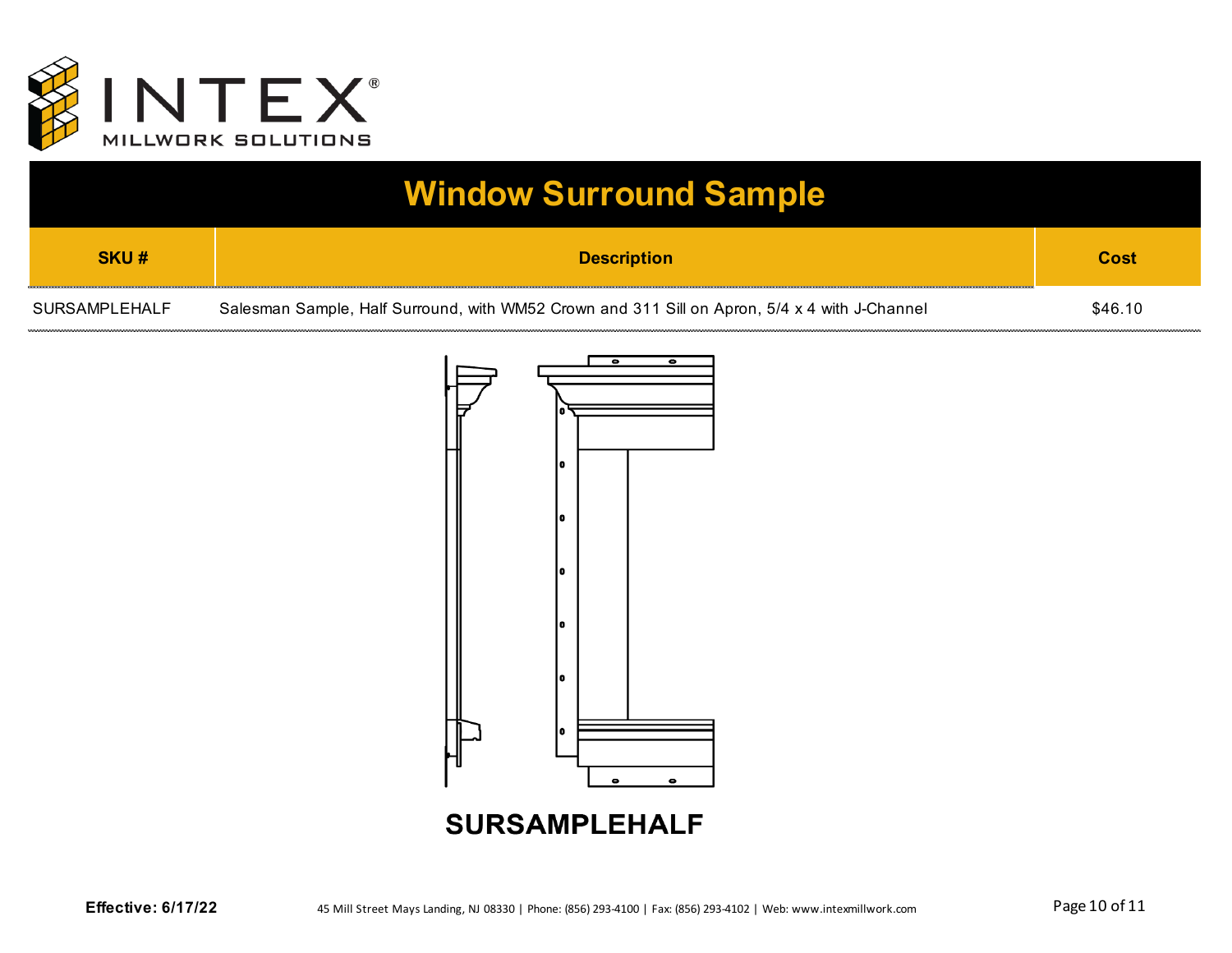# Window Surround Sample

| SKU # | Description | Cost |
|---|---|---|
| SURSAMPLEHALF | Salesman Sample, Half Surround, with WM52 Crown and 311 Sill on Apron, 5/4 x 4 with J-Channel | $46.10 |

SURSAMPLEHALF

**Effective: 6/17/22**

45 Mill Street Mays Landing, NJ 08330 | Phone: (856) 293-4100 | Fax: (856) 293-4102 | Web: www.intexmillwork.com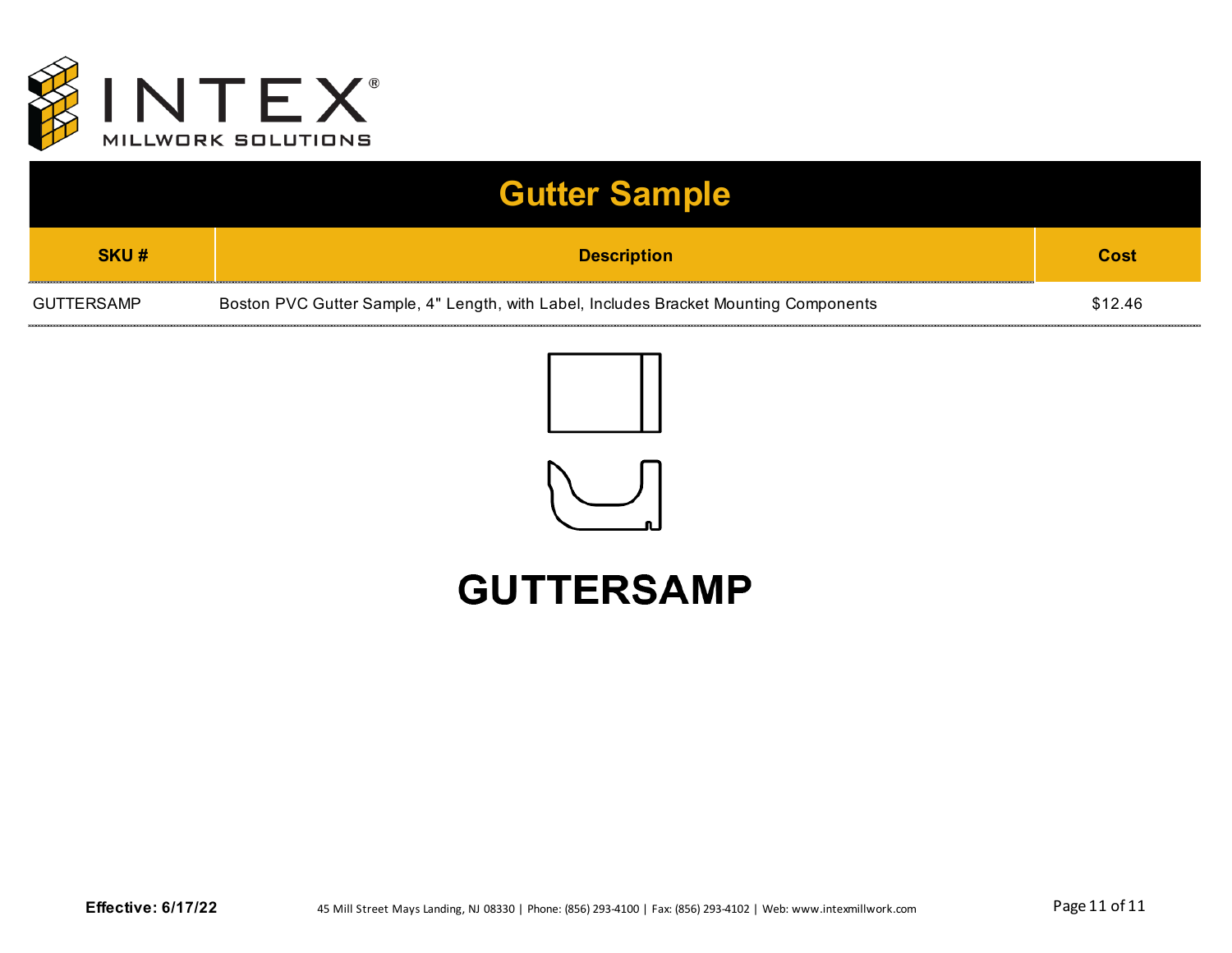INTEX MILLWORK SOLUTIONS

# Gutter Sample

| SKU # | Description | Cost |
|---|---|---|
| GUTTERSAMP | Boston PVC Gutter Sample, 4" Length, with Label, Includes Bracket Mounting Components | $12.46 |

**GUTTERSAMP**

**Effective: 6/17/22**

45 Mill Street Mays Landing, NJ 08330 | Phone: (856) 293-4100 | Fax: (856) 293-4102 | Web: www.intexmillwork.com